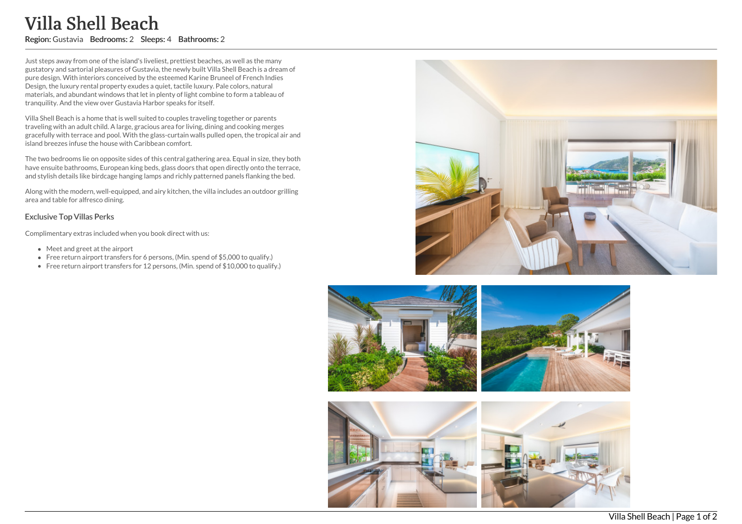# Villa Shell Beach

**Region:** Gustavia **Bedrooms:** 2 **Sleeps:** 4 **Bathrooms:** 2

Just steps away from one of the island's liveliest, prettiest beaches, as well as the many gustatory and sartorial pleasures of Gustavia, the newly built Villa Shell Beach is a dream of pure design. With interiors conceived by the esteemed Karine Bruneel of French Indies Design, the luxury rental property exudes a quiet, tactile luxury. Pale colors, natural materials, and abundant windows that let in plenty of light combine to form a tableau of tranquility. And the view over Gustavia Harbor speaks for itself.

Villa Shell Beach is a home that is well suited to couples traveling together or parents traveling with an adult child. A large, gracious area for living, dining and cooking merges gracefully with terrace and pool. With the glass-curtain walls pulled open, the tropical air and island breezes infuse the house with Caribbean comfort.

The two bedrooms lie on opposite sides of this central gathering area. Equal in size, they both have ensuite bathrooms, European king beds, glass doors that open directly onto the terrace, and stylish details like birdcage hanging lamps and richly patterned panels flanking the bed.

Along with the modern, well-equipped, and airy kitchen, the villa includes an outdoor grilling area and table for alfresco dining.

### Exclusive Top Villas Perks

Complimentary extras included when you book direct with us:

- Meet and greet at the airport
- Free return airport transfers for 6 persons, (Min. spend of $5,000 to qualify.)
- Free return airport transfers for 12 persons, (Min. spend of $10,000 to qualify.)